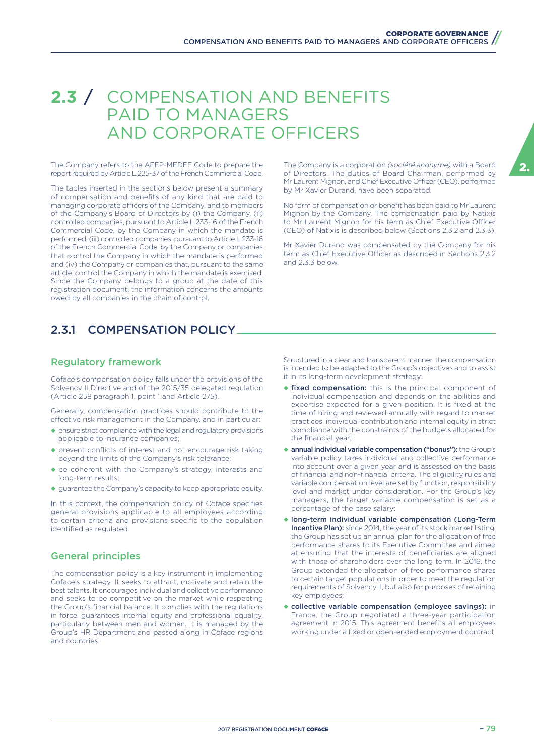# 2.3 / COMPENSATION AND BENEFITS PAID TO MANAGERS AND CORPORATE OFFICERS

The Company refers to the AFEP-MEDEF Code to prepare the report required by Article L.225-37 of the French Commercial Code.

The tables inserted in the sections below present a summary of compensation and benefits of any kind that are paid to managing corporate officers of the Company, and to members of the Company's Board of Directors by (i) the Company, (ii) controlled companies, pursuant to Article L.233-16 of the French Commercial Code, by the Company in which the mandate is performed, (iii) controlled companies, pursuant to Article L.233-16 of the French Commercial Code, by the Company or companies that control the Company in which the mandate is performed and (iv) the Company or companies that, pursuant to the same article, control the Company in which the mandate is exercised. Since the Company belongs to a group at the date of this registration document, the information concerns the amounts owed by all companies in the chain of control.

The Company is a corporation *(société anonyme)* with a Board of Directors. The duties of Board Chairman, performed by Mr Laurent Mignon, and Chief Executive Officer (CEO), performed by Mr Xavier Durand, have been separated.

No form of compensation or benefit has been paid to Mr Laurent Mignon by the Company. The compensation paid by Natixis to Mr Laurent Mignon for his term as Chief Executive Officer (CEO) of Natixis is described below (Sections 2.3.2 and 2.3.3).

Mr Xavier Durand was compensated by the Company for his term as Chief Executive Officer as described in Sections 2.3.2 and 2.3.3 below.

## 2.3.1 COMPENSATION POLICY

### Regulatory framework

Coface's compensation policy falls under the provisions of the Solvency II Directive and of the 2015/35 delegated regulation (Article 258 paragraph 1, point 1 and Article 275).

Generally, compensation practices should contribute to the effective risk management in the Company, and in particular:

- ensure strict compliance with the legal and regulatory provisions applicable to insurance companies;
- prevent conflicts of interest and not encourage risk taking beyond the limits of the Company's risk tolerance;
- be coherent with the Company's strategy, interests and long-term results;
- guarantee the Company's capacity to keep appropriate equity.

In this context, the compensation policy of Coface specifies general provisions applicable to all employees according to certain criteria and provisions specific to the population identified as regulated.

### General principles

The compensation policy is a key instrument in implementing Coface's strategy. It seeks to attract, motivate and retain the best talents. It encourages individual and collective performance and seeks to be competitive on the market while respecting the Group's financial balance. It complies with the regulations in force, guarantees internal equity and professional equality, particularly between men and women. It is managed by the Group's HR Department and passed along in Coface regions and countries.

Structured in a clear and transparent manner, the compensation is intended to be adapted to the Group's objectives and to assist it in its long-term development strategy:

- **fixed compensation:** this is the principal component of individual compensation and depends on the abilities and expertise expected for a given position. It is fixed at the time of hiring and reviewed annually with regard to market practices, individual contribution and internal equity in strict compliance with the constraints of the budgets allocated for the financial year;
- **annual individual variable compensation ("bonus"):** the Group's variable policy takes individual and collective performance into account over a given year and is assessed on the basis of financial and non-financial criteria. The eligibility rules and variable compensation level are set by function, responsibility level and market under consideration. For the Group's key managers, the target variable compensation is set as a percentage of the base salary;
- **long-term individual variable compensation (Long-Term Incentive Plan):** since 2014, the year of its stock market listing, the Group has set up an annual plan for the allocation of free performance shares to its Executive Committee and aimed at ensuring that the interests of beneficiaries are aligned with those of shareholders over the long term. In 2016, the Group extended the allocation of free performance shares to certain target populations in order to meet the regulation requirements of Solvency II, but also for purposes of retaining key employees;
- **collective variable compensation (employee savings):** in France, the Group negotiated a three-year participation agreement in 2015. This agreement benefits all employees working under a fixed or open-ended employment contract,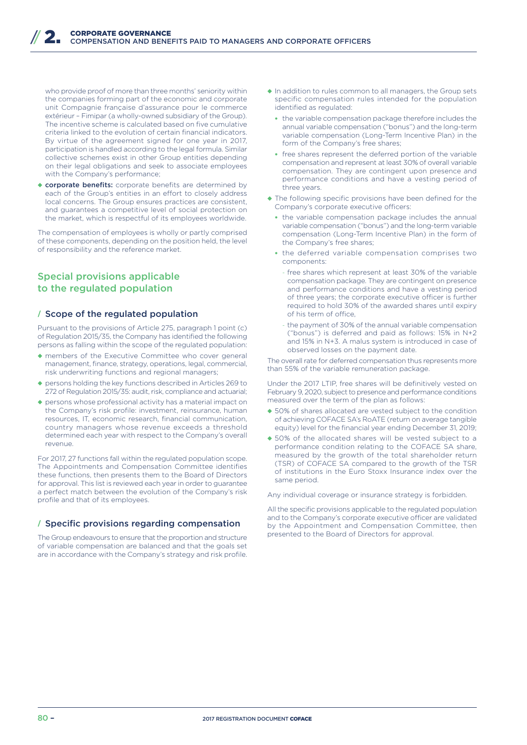who provide proof of more than three months' seniority within the companies forming part of the economic and corporate unit Compagnie française d'assurance pour le commerce extérieur – Fimipar (a wholly-owned subsidiary of the Group). The incentive scheme is calculated based on five cumulative criteria linked to the evolution of certain financial indicators. By virtue of the agreement signed for one year in 2017, participation is handled according to the legal formula. Similar collective schemes exist in other Group entities depending on their legal obligations and seek to associate employees with the Company's performance;

- **corporate benefits:** corporate benefits are determined by each of the Group's entities in an effort to closely address local concerns. The Group ensures practices are consistent, and guarantees a competitive level of social protection on the market, which is respectful of its employees worldwide.

The compensation of employees is wholly or partly comprised of these components, depending on the position held, the level of responsibility and the reference market.

## Special provisions applicable to the regulated population

### / Scope of the regulated population

Pursuant to the provisions of Article 275, paragraph 1 point (c) of Regulation 2015/35, the Company has identified the following persons as falling within the scope of the regulated population:

- members of the Executive Committee who cover general management, finance, strategy, operations, legal, commercial, risk underwriting functions and regional managers;
- persons holding the key functions described in Articles 269 to 272 of Regulation 2015/35: audit, risk, compliance and actuarial;
- persons whose professional activity has a material impact on the Company's risk profile: investment, reinsurance, human resources, IT, economic research, financial communication, country managers whose revenue exceeds a threshold determined each year with respect to the Company's overall revenue.

For 2017, 27 functions fall within the regulated population scope. The Appointments and Compensation Committee identifies these functions, then presents them to the Board of Directors for approval. This list is reviewed each year in order to guarantee a perfect match between the evolution of the Company's risk profile and that of its employees.

### / Specific provisions regarding compensation

The Group endeavours to ensure that the proportion and structure of variable compensation are balanced and that the goals set are in accordance with the Company's strategy and risk profile.

- In addition to rules common to all managers, the Group sets specific compensation rules intended for the population identified as regulated:
  - the variable compensation package therefore includes the annual variable compensation ("bonus") and the long-term variable compensation (Long-Term Incentive Plan) in the form of the Company's free shares;
  - free shares represent the deferred portion of the variable compensation and represent at least 30% of overall variable compensation. They are contingent upon presence and performance conditions and have a vesting period of three years.
- The following specific provisions have been defined for the Company's corporate executive officers:
  - the variable compensation package includes the annual variable compensation ("bonus") and the long-term variable compensation (Long-Term Incentive Plan) in the form of the Company's free shares;
  - the deferred variable compensation comprises two components:
    - free shares which represent at least 30% of the variable compensation package. They are contingent on presence and performance conditions and have a vesting period of three years; the corporate executive officer is further required to hold 30% of the awarded shares until expiry of his term of office,
    - the payment of 30% of the annual variable compensation ("bonus") is deferred and paid as follows: 15% in N+2 and 15% in N+3. A malus system is introduced in case of observed losses on the payment date.

The overall rate for deferred compensation thus represents more than 55% of the variable remuneration package.

Under the 2017 LTIP, free shares will be definitively vested on February 9, 2020, subject to presence and performance conditions measured over the term of the plan as follows:

- 50% of shares allocated are vested subject to the condition of achieving COFACE SA's RoATE (return on average tangible equity) level for the financial year ending December 31, 2019;
- 50% of the allocated shares will be vested subject to a performance condition relating to the COFACE SA share, measured by the growth of the total shareholder return (TSR) of COFACE SA compared to the growth of the TSR of institutions in the Euro Stoxx Insurance index over the same period.

Any individual coverage or insurance strategy is forbidden.

All the specific provisions applicable to the regulated population and to the Company's corporate executive officer are validated by the Appointment and Compensation Committee, then presented to the Board of Directors for approval.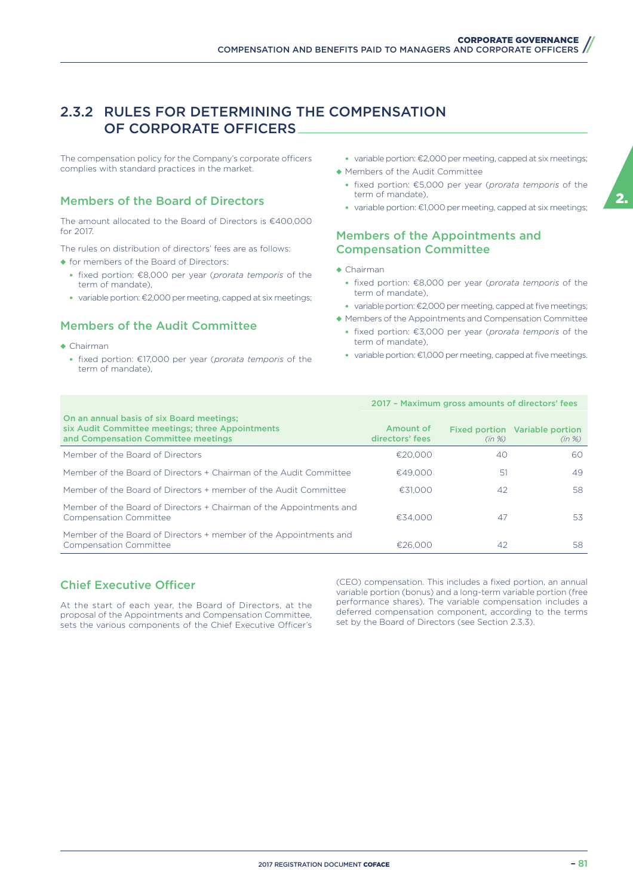## 2.3.2 RULES FOR DETERMINING THE COMPENSATION OF CORPORATE OFFICERS

The compensation policy for the Company's corporate officers complies with standard practices in the market.

### Members of the Board of Directors

The amount allocated to the Board of Directors is €400,000 for 2017.

The rules on distribution of directors' fees are as follows:

- for members of the Board of Directors:
  - fixed portion: €8,000 per year (*prorata temporis* of the term of mandate),
  - variable portion: €2,000 per meeting, capped at six meetings;

### Members of the Audit Committee

- Chairman
  - fixed portion: €17,000 per year (*prorata temporis* of the term of mandate),
  - variable portion: €2,000 per meeting, capped at six meetings;
- Members of the Audit Committee
  - fixed portion: €5,000 per year (*prorata temporis* of the term of mandate),
  - variable portion: €1,000 per meeting, capped at six meetings;

### Members of the Appointments and Compensation Committee

- Chairman
  - fixed portion: €8,000 per year (*prorata temporis* of the term of mandate),
  - variable portion: €2,000 per meeting, capped at five meetings;
- Members of the Appointments and Compensation Committee
  - fixed portion: €3,000 per year (*prorata temporis* of the term of mandate),
  - variable portion: €1,000 per meeting, capped at five meetings.

| | 2017 – Maximum gross amounts of directors' fees | | |
|---|---|---|---|
| **On an annual basis of six Board meetings; six Audit Committee meetings; three Appointments and Compensation Committee meetings** | **Amount of directors' fees** | **Fixed portion** *(in %)* | **Variable portion** *(in %)* |
| Member of the Board of Directors | €20,000 | 40 | 60 |
| Member of the Board of Directors + Chairman of the Audit Committee | €49,000 | 51 | 49 |
| Member of the Board of Directors + member of the Audit Committee | €31,000 | 42 | 58 |
| Member of the Board of Directors + Chairman of the Appointments and Compensation Committee | €34,000 | 47 | 53 |
| Member of the Board of Directors + member of the Appointments and Compensation Committee | €26,000 | 42 | 58 |

### Chief Executive Officer

At the start of each year, the Board of Directors, at the proposal of the Appointments and Compensation Committee, sets the various components of the Chief Executive Officer's (CEO) compensation. This includes a fixed portion, an annual variable portion (bonus) and a long-term variable portion (free performance shares). The variable compensation includes a deferred compensation component, according to the terms set by the Board of Directors (see Section 2.3.3).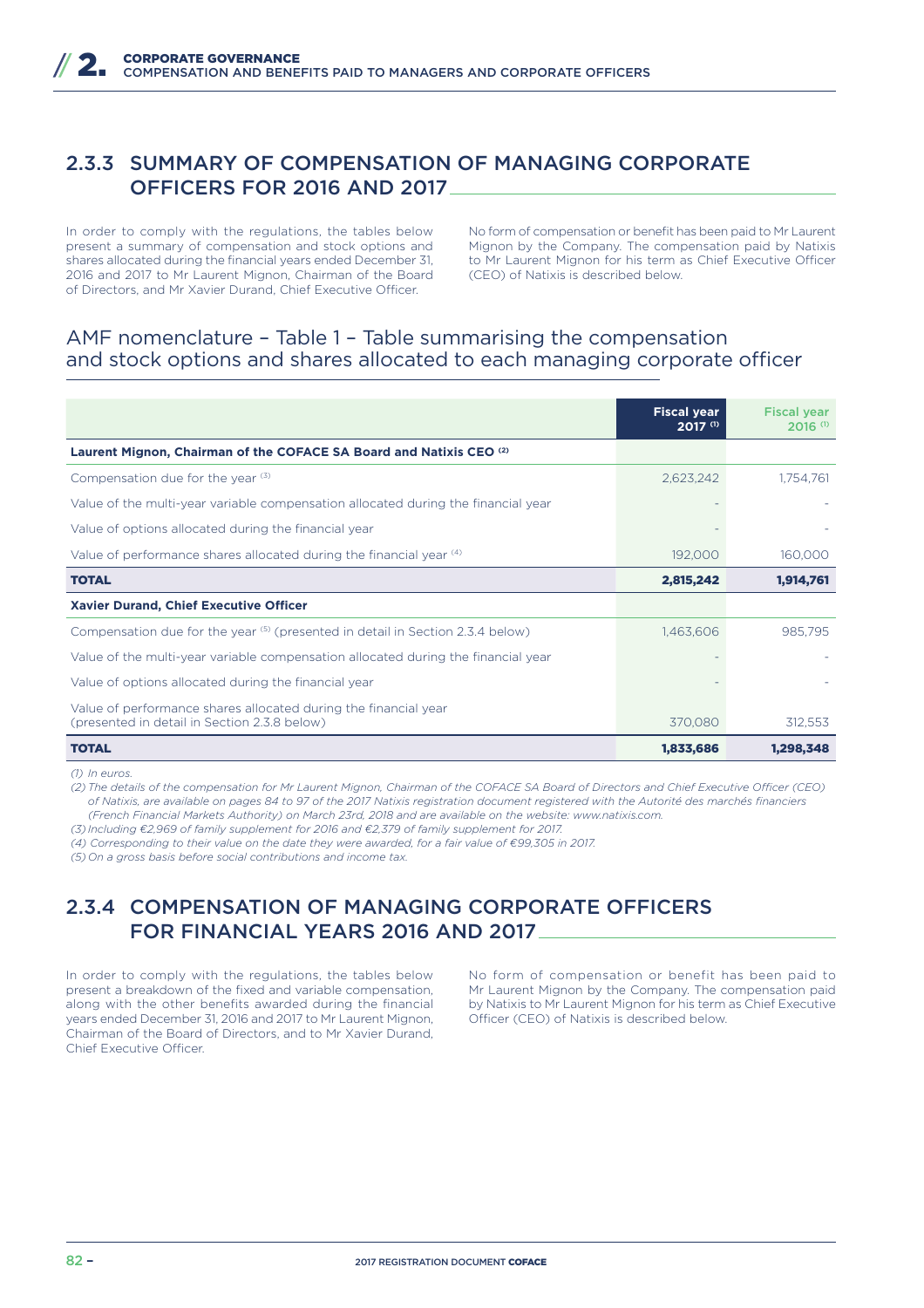## 2.3.3 SUMMARY OF COMPENSATION OF MANAGING CORPORATE OFFICERS FOR 2016 AND 2017

In order to comply with the regulations, the tables below present a summary of compensation and stock options and shares allocated during the financial years ended December 31, 2016 and 2017 to Mr Laurent Mignon, Chairman of the Board of Directors, and Mr Xavier Durand, Chief Executive Officer.

No form of compensation or benefit has been paid to Mr Laurent Mignon by the Company. The compensation paid by Natixis to Mr Laurent Mignon for his term as Chief Executive Officer (CEO) of Natixis is described below.

### AMF nomenclature – Table 1 – Table summarising the compensation and stock options and shares allocated to each managing corporate officer

| | Fiscal year 2017 [(1)] | Fiscal year 2016 [(1)] |
|---|---|---|
| **Laurent Mignon, Chairman of the COFACE SA Board and Natixis CEO [(2)]** | | |
| Compensation due for the year [(3)] | 2,623,242 | 1,754,761 |
| Value of the multi-year variable compensation allocated during the financial year | - | - |
| Value of options allocated during the financial year | - | - |
| Value of performance shares allocated during the financial year [(4)] | 192,000 | 160,000 |
| **TOTAL** | **2,815,242** | **1,914,761** |
| **Xavier Durand, Chief Executive Officer** | | |
| Compensation due for the year [(5)] (presented in detail in Section 2.3.4 below) | 1,463,606 | 985,795 |
| Value of the multi-year variable compensation allocated during the financial year | - | - |
| Value of options allocated during the financial year | - | - |
| Value of performance shares allocated during the financial year (presented in detail in Section 2.3.8 below) | 370,080 | 312,553 |
| **TOTAL** | **1,833,686** | **1,298,348** |

*(1) In euros.*

*(2) The details of the compensation for Mr Laurent Mignon, Chairman of the COFACE SA Board of Directors and Chief Executive Officer (CEO) of Natixis, are available on pages 84 to 97 of the 2017 Natixis registration document registered with the Autorité des marchés financiers (French Financial Markets Authority) on March 23rd, 2018 and are available on the website: www.natixis.com.*

*(3) Including €2,969 of family supplement for 2016 and €2,379 of family supplement for 2017.*

*(4) Corresponding to their value on the date they were awarded, for a fair value of €99,305 in 2017.*

*(5) On a gross basis before social contributions and income tax.*

## 2.3.4 COMPENSATION OF MANAGING CORPORATE OFFICERS FOR FINANCIAL YEARS 2016 AND 2017

In order to comply with the regulations, the tables below present a breakdown of the fixed and variable compensation, along with the other benefits awarded during the financial years ended December 31, 2016 and 2017 to Mr Laurent Mignon, Chairman of the Board of Directors, and to Mr Xavier Durand, Chief Executive Officer.

No form of compensation or benefit has been paid to Mr Laurent Mignon by the Company. The compensation paid by Natixis to Mr Laurent Mignon for his term as Chief Executive Officer (CEO) of Natixis is described below.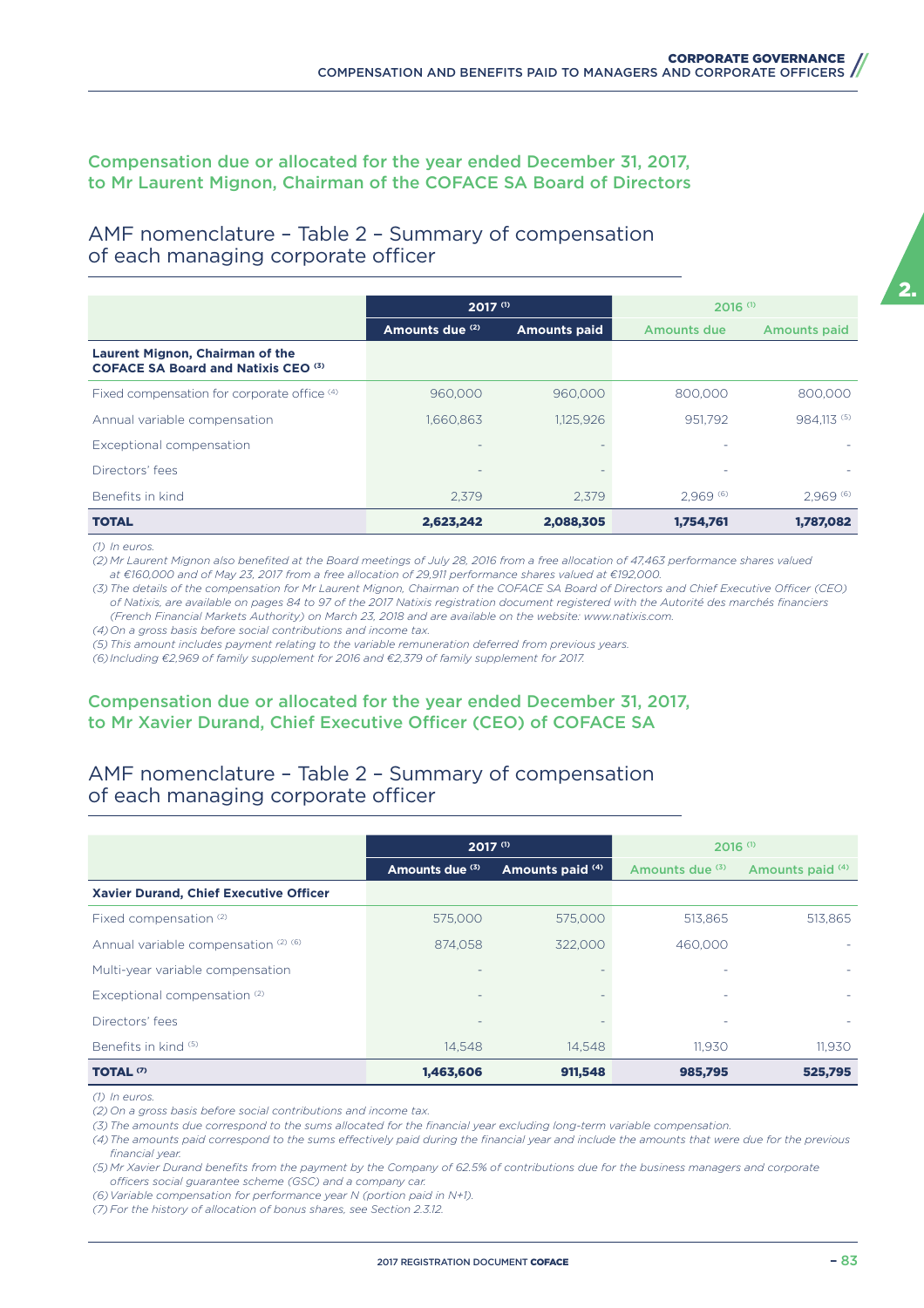## Compensation due or allocated for the year ended December 31, 2017, to Mr Laurent Mignon, Chairman of the COFACE SA Board of Directors

### AMF nomenclature – Table 2 – Summary of compensation of each managing corporate officer

| | 2017 (1) | | 2016 (1) | |
|---|---|---|---|---|
| | Amounts due (2) | Amounts paid | Amounts due | Amounts paid |
| **Laurent Mignon, Chairman of the COFACE SA Board and Natixis CEO (3)** | | | | |
| Fixed compensation for corporate office (4) | 960,000 | 960,000 | 800,000 | 800,000 |
| Annual variable compensation | 1,660,863 | 1,125,926 | 951,792 | 984,113 (5) |
| Exceptional compensation | - | - | - | - |
| Directors' fees | - | - | - | - |
| Benefits in kind | 2,379 | 2,379 | 2,969 (6) | 2,969 (6) |
| **TOTAL** | **2,623,242** | **2,088,305** | **1,754,761** | **1,787,082** |

*(1) In euros.*
*(2) Mr Laurent Mignon also benefited at the Board meetings of July 28, 2016 from a free allocation of 47,463 performance shares valued at €160,000 and of May 23, 2017 from a free allocation of 29,911 performance shares valued at €192,000.*
*(3) The details of the compensation for Mr Laurent Mignon, Chairman of the COFACE SA Board of Directors and Chief Executive Officer (CEO) of Natixis, are available on pages 84 to 97 of the 2017 Natixis registration document registered with the Autorité des marchés financiers (French Financial Markets Authority) on March 23, 2018 and are available on the website: www.natixis.com.*
*(4) On a gross basis before social contributions and income tax.*
*(5) This amount includes payment relating to the variable remuneration deferred from previous years.*
*(6) Including €2,969 of family supplement for 2016 and €2,379 of family supplement for 2017.*

## Compensation due or allocated for the year ended December 31, 2017, to Mr Xavier Durand, Chief Executive Officer (CEO) of COFACE SA

### AMF nomenclature – Table 2 – Summary of compensation of each managing corporate officer

| | 2017 (1) | | 2016 (1) | |
|---|---|---|---|---|
| | Amounts due (3) | Amounts paid (4) | Amounts due (3) | Amounts paid (4) |
| **Xavier Durand, Chief Executive Officer** | | | | |
| Fixed compensation (2) | 575,000 | 575,000 | 513,865 | 513,865 |
| Annual variable compensation (2) (6) | 874,058 | 322,000 | 460,000 | - |
| Multi-year variable compensation | - | - | - | - |
| Exceptional compensation (2) | - | - | - | - |
| Directors' fees | - | - | - | - |
| Benefits in kind (5) | 14,548 | 14,548 | 11,930 | 11,930 |
| **TOTAL (7)** | **1,463,606** | **911,548** | **985,795** | **525,795** |

*(1) In euros.*
*(2) On a gross basis before social contributions and income tax.*
*(3) The amounts due correspond to the sums allocated for the financial year excluding long-term variable compensation.*
*(4) The amounts paid correspond to the sums effectively paid during the financial year and include the amounts that were due for the previous financial year.*
*(5) Mr Xavier Durand benefits from the payment by the Company of 62.5% of contributions due for the business managers and corporate officers social guarantee scheme (GSC) and a company car.*
*(6) Variable compensation for performance year N (portion paid in N+1).*
*(7) For the history of allocation of bonus shares, see Section 2.3.12.*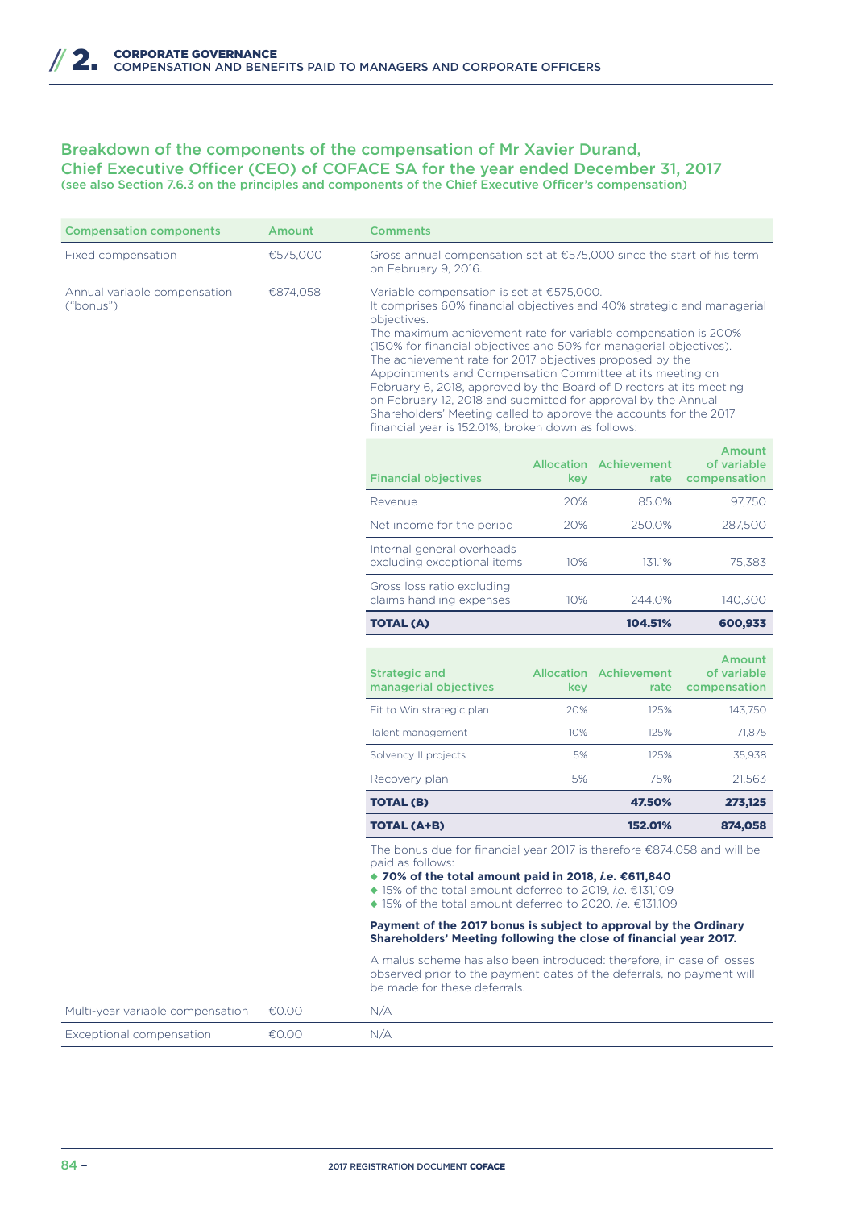## Breakdown of the components of the compensation of Mr Xavier Durand, Chief Executive Officer (CEO) of COFACE SA for the year ended December 31, 2017

**(see also Section 7.6.3 on the principles and components of the Chief Executive Officer's compensation)**

| Compensation components | Amount | Comments |
|---|---|---|
| Fixed compensation | €575,000 | Gross annual compensation set at €575,000 since the start of his term on February 9, 2016. |
| Annual variable compensation ("bonus") | €874,058 | Variable compensation is set at €575,000. It comprises 60% financial objectives and 40% strategic and managerial objectives. The maximum achievement rate for variable compensation is 200% (150% for financial objectives and 50% for managerial objectives). The achievement rate for 2017 objectives proposed by the Appointments and Compensation Committee at its meeting on February 6, 2018, approved by the Board of Directors at its meeting on February 12, 2018 and submitted for approval by the Annual Shareholders' Meeting called to approve the accounts for the 2017 financial year is 152.01%, broken down as follows: |

| Financial objectives | Allocation key | Achievement rate | Amount of variable compensation |
|---|---|---|---|
| Revenue | 20% | 85.0% | 97,750 |
| Net income for the period | 20% | 250.0% | 287,500 |
| Internal general overheads excluding exceptional items | 10% | 131.1% | 75,383 |
| Gross loss ratio excluding claims handling expenses | 10% | 244.0% | 140,300 |
| **TOTAL (A)** | | **104.51%** | **600,933** |

| Strategic and managerial objectives | Allocation key | Achievement rate | Amount of variable compensation |
|---|---|---|---|
| Fit to Win strategic plan | 20% | 125% | 143,750 |
| Talent management | 10% | 125% | 71,875 |
| Solvency II projects | 5% | 125% | 35,938 |
| Recovery plan | 5% | 75% | 21,563 |
| **TOTAL (B)** | | **47.50%** | **273,125** |
| **TOTAL (A+B)** | | **152.01%** | **874,058** |

The bonus due for financial year 2017 is therefore €874,058 and will be paid as follows:

- **70% of the total amount paid in 2018, *i.e.* €611,840**
- 15% of the total amount deferred to 2019, *i.e.* €131,109
- 15% of the total amount deferred to 2020, *i.e.* €131,109

**Payment of the 2017 bonus is subject to approval by the Ordinary Shareholders' Meeting following the close of financial year 2017.**

A malus scheme has also been introduced: therefore, in case of losses observed prior to the payment dates of the deferrals, no payment will be made for these deferrals.

| Compensation components | Amount | Comments |
|---|---|---|
| Multi-year variable compensation | €0.00 | N/A |
| Exceptional compensation | €0.00 | N/A |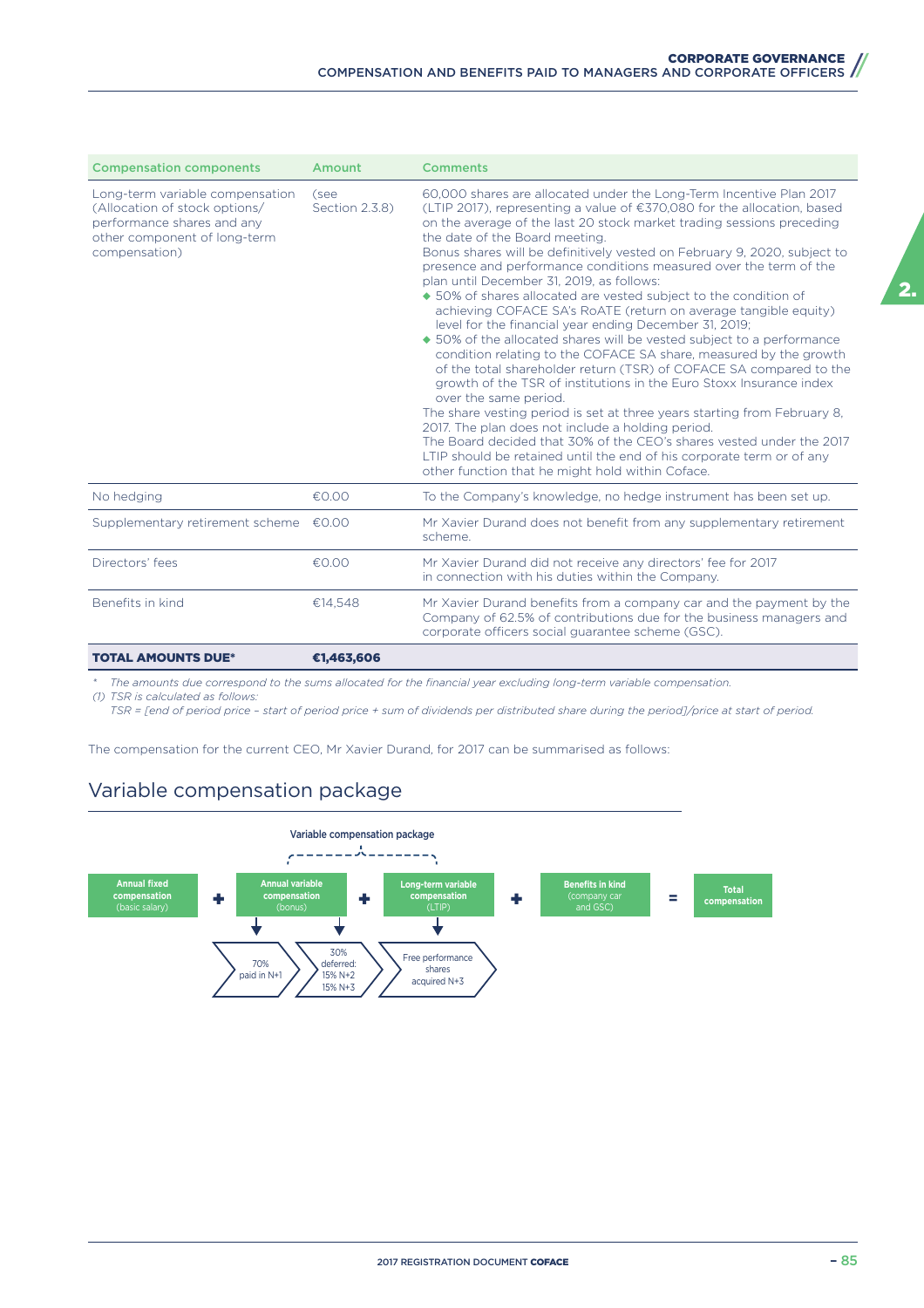| Compensation components | Amount | Comments |
|---|---|---|
| Long-term variable compensation (Allocation of stock options/ performance shares and any other component of long-term compensation) | (see Section 2.3.8) | 60,000 shares are allocated under the Long-Term Incentive Plan 2017 (LTIP 2017), representing a value of €370,080 for the allocation, based on the average of the last 20 stock market trading sessions preceding the date of the Board meeting.<br>Bonus shares will be definitively vested on February 9, 2020, subject to presence and performance conditions measured over the term of the plan until December 31, 2019, as follows:<br>◆ 50% of shares allocated are vested subject to the condition of achieving COFACE SA's RoATE (return on average tangible equity) level for the financial year ending December 31, 2019;<br>◆ 50% of the allocated shares will be vested subject to a performance condition relating to the COFACE SA share, measured by the growth of the total shareholder return (TSR) of COFACE SA compared to the growth of the TSR of institutions in the Euro Stoxx Insurance index over the same period.<br>The share vesting period is set at three years starting from February 8, 2017. The plan does not include a holding period.<br>The Board decided that 30% of the CEO's shares vested under the 2017 LTIP should be retained until the end of his corporate term or of any other function that he might hold within Coface. |
| No hedging | €0.00 | To the Company's knowledge, no hedge instrument has been set up. |
| Supplementary retirement scheme | €0.00 | Mr Xavier Durand does not benefit from any supplementary retirement scheme. |
| Directors' fees | €0.00 | Mr Xavier Durand did not receive any directors' fee for 2017 in connection with his duties within the Company. |
| Benefits in kind | €14,548 | Mr Xavier Durand benefits from a company car and the payment by the Company of 62.5% of contributions due for the business managers and corporate officers social guarantee scheme (GSC). |
| **TOTAL AMOUNTS DUE*** | **€1,463,606** | |

\* *The amounts due correspond to the sums allocated for the financial year excluding long-term variable compensation.*

*(1) TSR is calculated as follows:*

*TSR = [end of period price – start of period price + sum of dividends per distributed share during the period]/price at start of period.*

The compensation for the current CEO, Mr Xavier Durand, for 2017 can be summarised as follows:

## Variable compensation package

Variable compensation package

**Annual fixed compensation** (basic salary) + **Annual variable compensation** (bonus) + **Long-term variable compensation** (LTIP) + **Benefits in kind** (company car and GSC) = **Total compensation**

- Annual variable compensation (bonus): 70% paid in N+1; 30% deferred: 15% N+2, 15% N+3
- Long-term variable compensation (LTIP): Free performance shares acquired N+3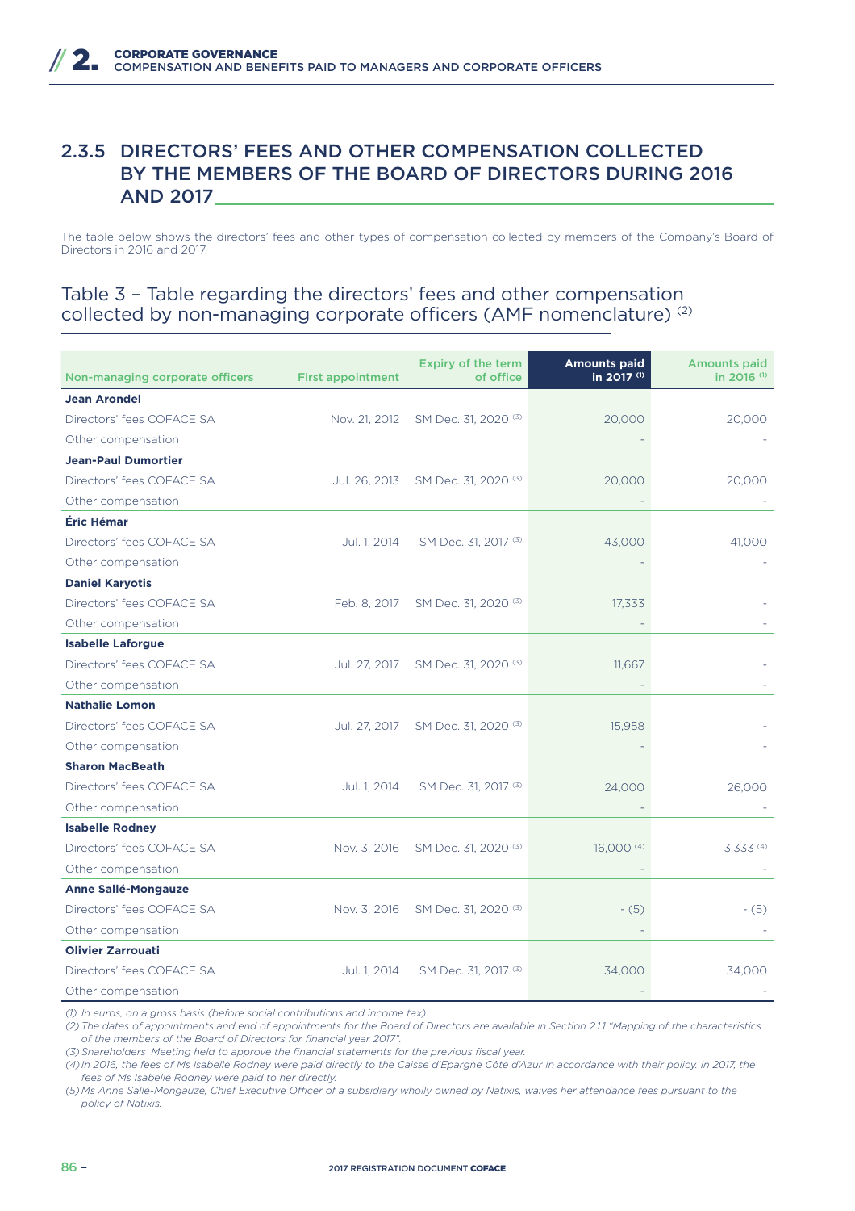## 2.3.5 DIRECTORS' FEES AND OTHER COMPENSATION COLLECTED BY THE MEMBERS OF THE BOARD OF DIRECTORS DURING 2016 AND 2017

The table below shows the directors' fees and other types of compensation collected by members of the Company's Board of Directors in 2016 and 2017.

### Table 3 – Table regarding the directors' fees and other compensation collected by non-managing corporate officers (AMF nomenclature) [(2)]

| Non-managing corporate officers | First appointment | Expiry of the term of office | Amounts paid in 2017 [(1)] | Amounts paid in 2016 [(1)] |
|---|---|---|---|---|
| **Jean Arondel** | | | | |
| Directors' fees COFACE SA | Nov. 21, 2012 | SM Dec. 31, 2020 [(3)] | 20,000 | 20,000 |
| Other compensation | | | - | - |
| **Jean-Paul Dumortier** | | | | |
| Directors' fees COFACE SA | Jul. 26, 2013 | SM Dec. 31, 2020 [(3)] | 20,000 | 20,000 |
| Other compensation | | | - | - |
| **Éric Hémar** | | | | |
| Directors' fees COFACE SA | Jul. 1, 2014 | SM Dec. 31, 2017 [(3)] | 43,000 | 41,000 |
| Other compensation | | | - | - |
| **Daniel Karyotis** | | | | |
| Directors' fees COFACE SA | Feb. 8, 2017 | SM Dec. 31, 2020 [(3)] | 17,333 | - |
| Other compensation | | | - | - |
| **Isabelle Laforgue** | | | | |
| Directors' fees COFACE SA | Jul. 27, 2017 | SM Dec. 31, 2020 [(3)] | 11,667 | - |
| Other compensation | | | - | - |
| **Nathalie Lomon** | | | | |
| Directors' fees COFACE SA | Jul. 27, 2017 | SM Dec. 31, 2020 [(3)] | 15,958 | - |
| Other compensation | | | - | - |
| **Sharon MacBeath** | | | | |
| Directors' fees COFACE SA | Jul. 1, 2014 | SM Dec. 31, 2017 [(3)] | 24,000 | 26,000 |
| Other compensation | | | - | - |
| **Isabelle Rodney** | | | | |
| Directors' fees COFACE SA | Nov. 3, 2016 | SM Dec. 31, 2020 [(3)] | 16,000 [(4)] | 3,333 [(4)] |
| Other compensation | | | - | - |
| **Anne Sallé-Mongauze** | | | | |
| Directors' fees COFACE SA | Nov. 3, 2016 | SM Dec. 31, 2020 [(3)] | - (5) | - (5) |
| Other compensation | | | - | - |
| **Olivier Zarrouati** | | | | |
| Directors' fees COFACE SA | Jul. 1, 2014 | SM Dec. 31, 2017 [(3)] | 34,000 | 34,000 |
| Other compensation | | | - | - |

*(1) In euros, on a gross basis (before social contributions and income tax).*

*(2) The dates of appointments and end of appointments for the Board of Directors are available in Section 2.1.1 "Mapping of the characteristics of the members of the Board of Directors for financial year 2017".*

*(3) Shareholders' Meeting held to approve the financial statements for the previous fiscal year.*

*(4) In 2016, the fees of Ms Isabelle Rodney were paid directly to the Caisse d'Epargne Côte d'Azur in accordance with their policy. In 2017, the fees of Ms Isabelle Rodney were paid to her directly.*

*(5) Ms Anne Sallé-Mongauze, Chief Executive Officer of a subsidiary wholly owned by Natixis, waives her attendance fees pursuant to the policy of Natixis.*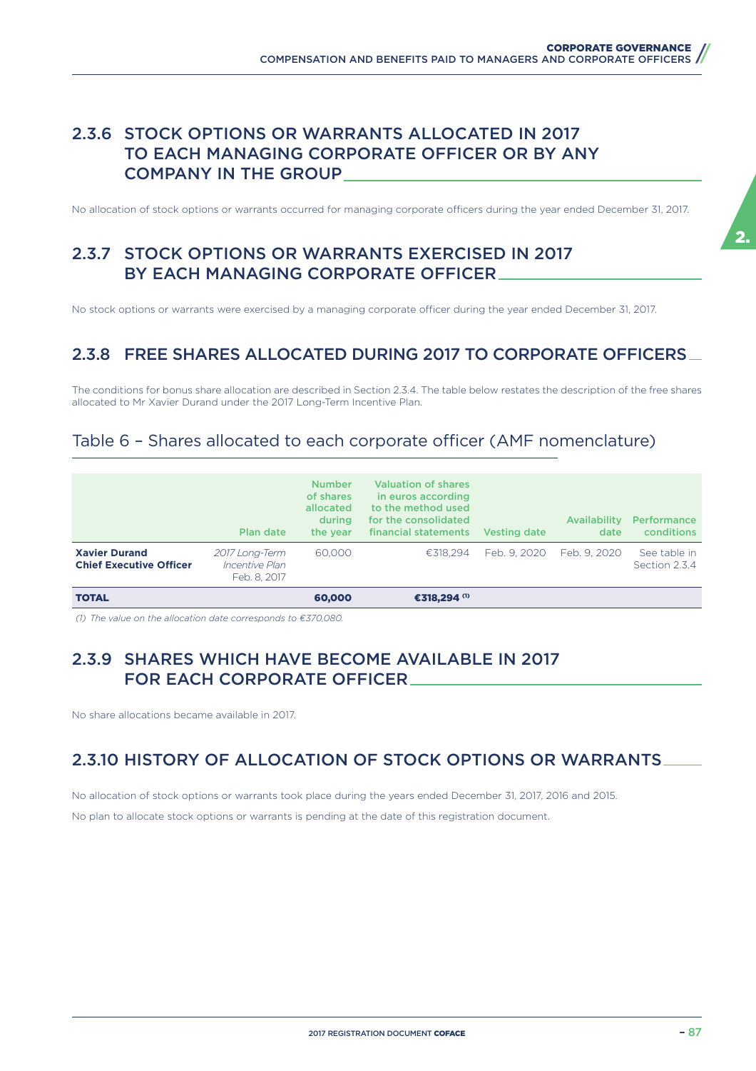## 2.3.6 STOCK OPTIONS OR WARRANTS ALLOCATED IN 2017 TO EACH MANAGING CORPORATE OFFICER OR BY ANY COMPANY IN THE GROUP

No allocation of stock options or warrants occurred for managing corporate officers during the year ended December 31, 2017.

## 2.3.7 STOCK OPTIONS OR WARRANTS EXERCISED IN 2017 BY EACH MANAGING CORPORATE OFFICER

No stock options or warrants were exercised by a managing corporate officer during the year ended December 31, 2017.

## 2.3.8 FREE SHARES ALLOCATED DURING 2017 TO CORPORATE OFFICERS

The conditions for bonus share allocation are described in Section 2.3.4. The table below restates the description of the free shares allocated to Mr Xavier Durand under the 2017 Long-Term Incentive Plan.

### Table 6 – Shares allocated to each corporate officer (AMF nomenclature)

| | Plan date | Number of shares allocated during the year | Valuation of shares in euros according to the method used for the consolidated financial statements | Vesting date | Availability date | Performance conditions |
|---|---|---|---|---|---|---|
| **Xavier Durand Chief Executive Officer** | *2017 Long-Term Incentive Plan* Feb. 8, 2017 | 60,000 | €318,294 | Feb. 9, 2020 | Feb. 9, 2020 | See table in Section 2.3.4 |
| **TOTAL** | | **60,000** | **€318,294** [(1)] | | | |

*(1) The value on the allocation date corresponds to €370,080.*

## 2.3.9 SHARES WHICH HAVE BECOME AVAILABLE IN 2017 FOR EACH CORPORATE OFFICER

No share allocations became available in 2017.

## 2.3.10 HISTORY OF ALLOCATION OF STOCK OPTIONS OR WARRANTS

No allocation of stock options or warrants took place during the years ended December 31, 2017, 2016 and 2015.

No plan to allocate stock options or warrants is pending at the date of this registration document.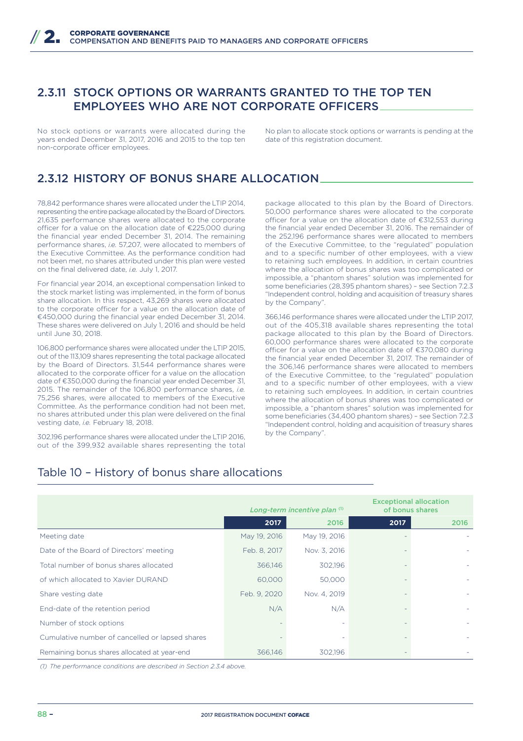## 2.3.11 STOCK OPTIONS OR WARRANTS GRANTED TO THE TOP TEN EMPLOYEES WHO ARE NOT CORPORATE OFFICERS

No stock options or warrants were allocated during the years ended December 31, 2017, 2016 and 2015 to the top ten non-corporate officer employees.

No plan to allocate stock options or warrants is pending at the date of this registration document.

## 2.3.12 HISTORY OF BONUS SHARE ALLOCATION

78,842 performance shares were allocated under the LTIP 2014, representing the entire package allocated by the Board of Directors. 21,635 performance shares were allocated to the corporate officer for a value on the allocation date of €225,000 during the financial year ended December 31, 2014. The remaining performance shares, *i.e.* 57,207, were allocated to members of the Executive Committee. As the performance condition had not been met, no shares attributed under this plan were vested on the final delivered date, *i.e.* July 1, 2017.

For financial year 2014, an exceptional compensation linked to the stock market listing was implemented, in the form of bonus share allocation. In this respect, 43,269 shares were allocated to the corporate officer for a value on the allocation date of €450,000 during the financial year ended December 31, 2014. These shares were delivered on July 1, 2016 and should be held until June 30, 2018.

106,800 performance shares were allocated under the LTIP 2015, out of the 113,109 shares representing the total package allocated by the Board of Directors. 31,544 performance shares were allocated to the corporate officer for a value on the allocation date of €350,000 during the financial year ended December 31, 2015. The remainder of the 106,800 performance shares, *i.e.* 75,256 shares, were allocated to members of the Executive Committee. As the performance condition had not been met, no shares attributed under this plan were delivered on the final vesting date, *i.e.* February 18, 2018.

302,196 performance shares were allocated under the LTIP 2016, out of the 399,932 available shares representing the total package allocated to this plan by the Board of Directors. 50,000 performance shares were allocated to the corporate officer for a value on the allocation date of €312,553 during the financial year ended December 31, 2016. The remainder of the 252,196 performance shares were allocated to members of the Executive Committee, to the "regulated" population and to a specific number of other employees, with a view to retaining such employees. In addition, in certain countries where the allocation of bonus shares was too complicated or impossible, a "phantom shares" solution was implemented for some beneficiaries (28,395 phantom shares) – see Section 7.2.3 "Independent control, holding and acquisition of treasury shares by the Company".

366,146 performance shares were allocated under the LTIP 2017, out of the 405,318 available shares representing the total package allocated to this plan by the Board of Directors. 60,000 performance shares were allocated to the corporate officer for a value on the allocation date of €370,080 during the financial year ended December 31, 2017. The remainder of the 306,146 performance shares were allocated to members of the Executive Committee, to the "regulated" population and to a specific number of other employees, with a view to retaining such employees. In addition, in certain countries where the allocation of bonus shares was too complicated or impossible, a "phantom shares" solution was implemented for some beneficiaries (34,400 phantom shares) – see Section 7.2.3 "Independent control, holding and acquisition of treasury shares by the Company".

### Table 10 – History of bonus share allocations

| | *Long-term incentive plan* [(1)] | | Exceptional allocation of bonus shares | |
|---|---|---|---|---|
| | **2017** | 2016 | **2017** | 2016 |
| Meeting date | May 19, 2016 | May 19, 2016 | - | - |
| Date of the Board of Directors' meeting | Feb. 8, 2017 | Nov. 3, 2016 | - | - |
| Total number of bonus shares allocated | 366,146 | 302,196 | - | - |
| of which allocated to Xavier DURAND | 60,000 | 50,000 | - | - |
| Share vesting date | Feb. 9, 2020 | Nov. 4, 2019 | - | - |
| End-date of the retention period | N/A | N/A | - | - |
| Number of stock options | - | - | - | - |
| Cumulative number of cancelled or lapsed shares | - | - | - | - |
| Remaining bonus shares allocated at year-end | 366,146 | 302,196 | - | - |

*(1) The performance conditions are described in Section 2.3.4 above.*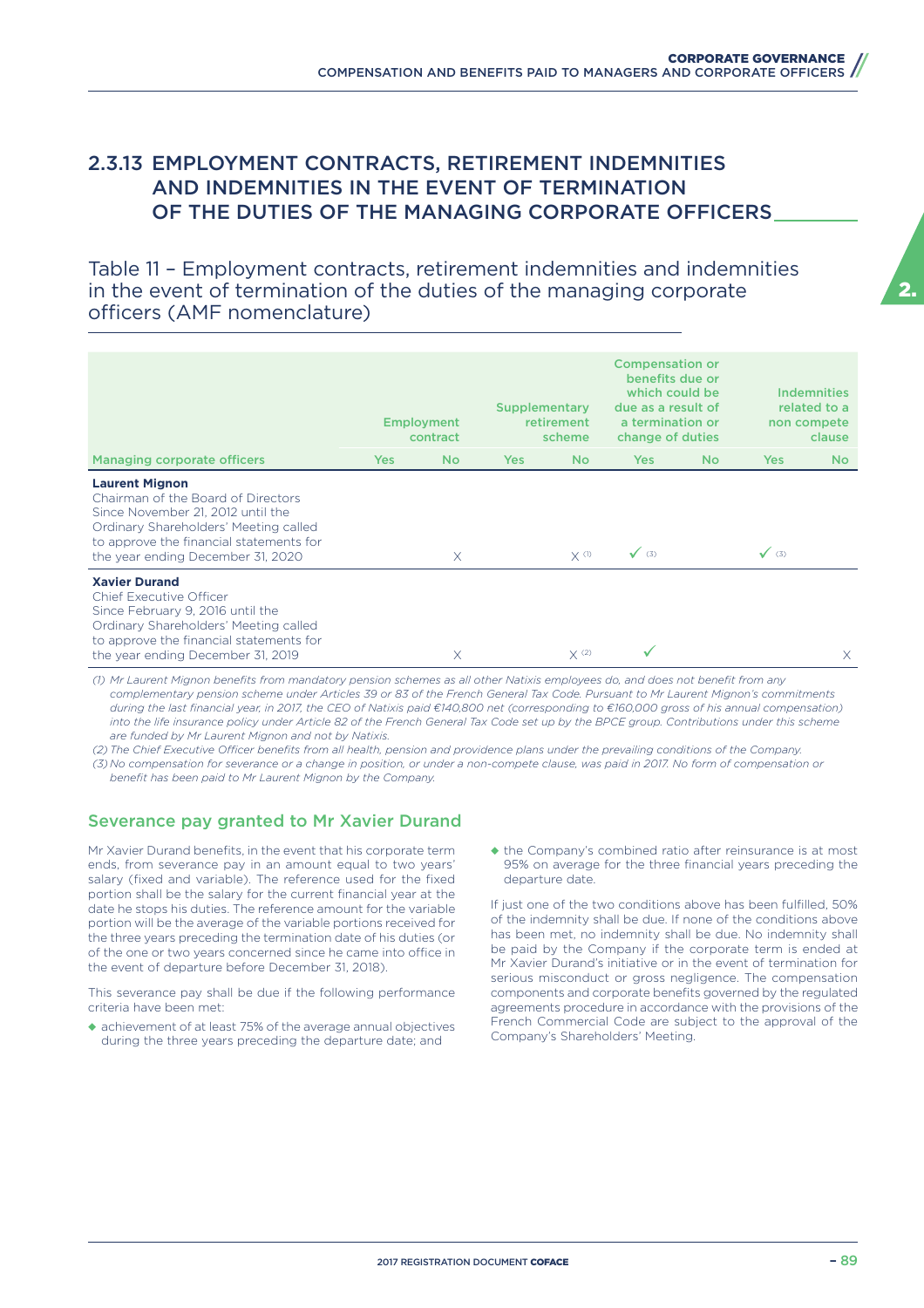## 2.3.13 EMPLOYMENT CONTRACTS, RETIREMENT INDEMNITIES AND INDEMNITIES IN THE EVENT OF TERMINATION OF THE DUTIES OF THE MANAGING CORPORATE OFFICERS

### Table 11 – Employment contracts, retirement indemnities and indemnities in the event of termination of the duties of the managing corporate officers (AMF nomenclature)

| | Employment contract | | Supplementary retirement scheme | | Compensation or benefits due or which could be due as a result of a termination or change of duties | | Indemnities related to a non compete clause | |
|---|---|---|---|---|---|---|---|---|
| **Managing corporate officers** | **Yes** | **No** | **Yes** | **No** | **Yes** | **No** | **Yes** | **No** |
| **Laurent Mignon**<br>Chairman of the Board of Directors<br>Since November 21, 2012 until the Ordinary Shareholders' Meeting called to approve the financial statements for the year ending December 31, 2020 | | X | | X [(1)] | ✓ [(3)] | | ✓ [(3)] | |
| **Xavier Durand**<br>Chief Executive Officer<br>Since February 9, 2016 until the Ordinary Shareholders' Meeting called to approve the financial statements for the year ending December 31, 2019 | | X | | X [(2)] | ✓ | | | X |

*(1) Mr Laurent Mignon benefits from mandatory pension schemes as all other Natixis employees do, and does not benefit from any complementary pension scheme under Articles 39 or 83 of the French General Tax Code. Pursuant to Mr Laurent Mignon's commitments during the last financial year, in 2017, the CEO of Natixis paid €140,800 net (corresponding to €160,000 gross of his annual compensation) into the life insurance policy under Article 82 of the French General Tax Code set up by the BPCE group. Contributions under this scheme are funded by Mr Laurent Mignon and not by Natixis.*

*(2) The Chief Executive Officer benefits from all health, pension and providence plans under the prevailing conditions of the Company.*

*(3) No compensation for severance or a change in position, or under a non-compete clause, was paid in 2017. No form of compensation or benefit has been paid to Mr Laurent Mignon by the Company.*

### Severance pay granted to Mr Xavier Durand

Mr Xavier Durand benefits, in the event that his corporate term ends, from severance pay in an amount equal to two years' salary (fixed and variable). The reference used for the fixed portion shall be the salary for the current financial year at the date he stops his duties. The reference amount for the variable portion will be the average of the variable portions received for the three years preceding the termination date of his duties (or of the one or two years concerned since he came into office in the event of departure before December 31, 2018).

This severance pay shall be due if the following performance criteria have been met:

- achievement of at least 75% of the average annual objectives during the three years preceding the departure date; and
- the Company's combined ratio after reinsurance is at most 95% on average for the three financial years preceding the departure date.

If just one of the two conditions above has been fulfilled, 50% of the indemnity shall be due. If none of the conditions above has been met, no indemnity shall be due. No indemnity shall be paid by the Company if the corporate term is ended at Mr Xavier Durand's initiative or in the event of termination for serious misconduct or gross negligence. The compensation components and corporate benefits governed by the regulated agreements procedure in accordance with the provisions of the French Commercial Code are subject to the approval of the Company's Shareholders' Meeting.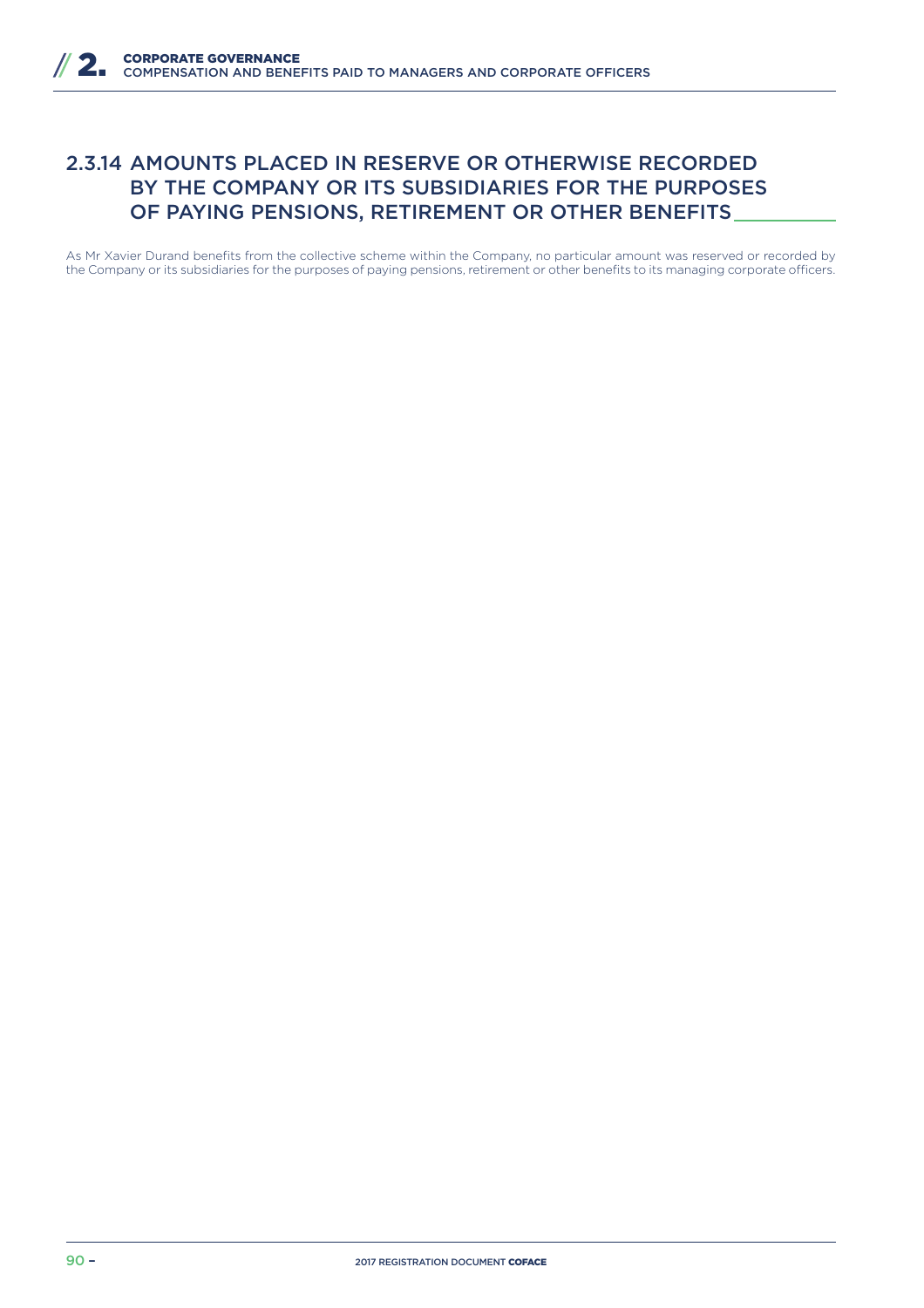## 2.3.14 AMOUNTS PLACED IN RESERVE OR OTHERWISE RECORDED BY THE COMPANY OR ITS SUBSIDIARIES FOR THE PURPOSES OF PAYING PENSIONS, RETIREMENT OR OTHER BENEFITS

As Mr Xavier Durand benefits from the collective scheme within the Company, no particular amount was reserved or recorded by the Company or its subsidiaries for the purposes of paying pensions, retirement or other benefits to its managing corporate officers.